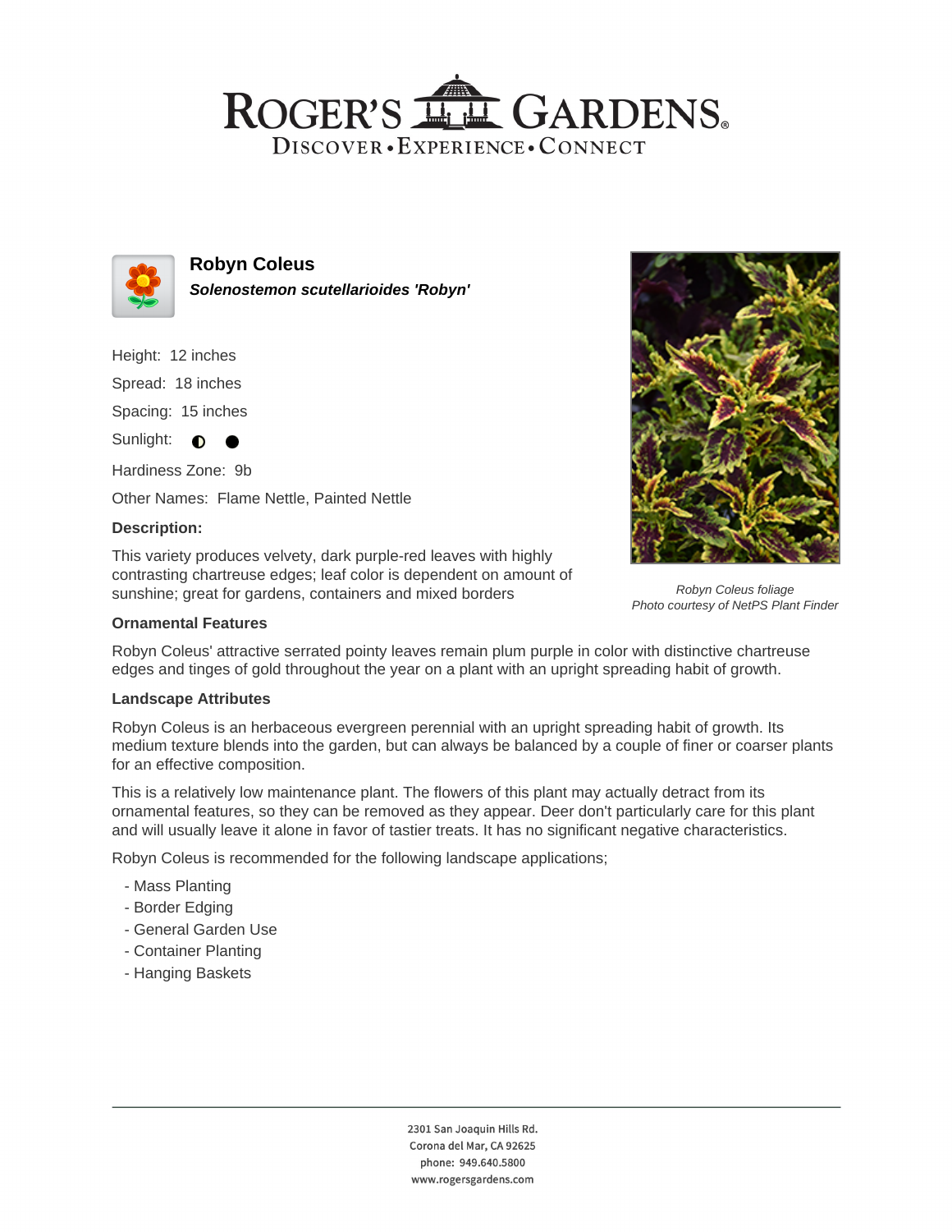# ROGER'S GARDENS

DISCOVER • EXPERIENCE • CONNECT

## Robyn Coleus

***Solenostemon scutellarioides 'Robyn'***

Height: 12 inches

Spread: 18 inches

Spacing: 15 inches

Sunlight: ◐ ●

Hardiness Zone: 9b

Other Names: Flame Nettle, Painted Nettle

**Description:**

This variety produces velvety, dark purple-red leaves with highly contrasting chartreuse edges; leaf color is dependent on amount of sunshine; great for gardens, containers and mixed borders

*Robyn Coleus foliage*
*Photo courtesy of NetPS Plant Finder*

### Ornamental Features

Robyn Coleus' attractive serrated pointy leaves remain plum purple in color with distinctive chartreuse edges and tinges of gold throughout the year on a plant with an upright spreading habit of growth.

### Landscape Attributes

Robyn Coleus is an herbaceous evergreen perennial with an upright spreading habit of growth. Its medium texture blends into the garden, but can always be balanced by a couple of finer or coarser plants for an effective composition.

This is a relatively low maintenance plant. The flowers of this plant may actually detract from its ornamental features, so they can be removed as they appear. Deer don't particularly care for this plant and will usually leave it alone in favor of tastier treats. It has no significant negative characteristics.

Robyn Coleus is recommended for the following landscape applications;

- Mass Planting
- Border Edging
- General Garden Use
- Container Planting
- Hanging Baskets

2301 San Joaquin Hills Rd.
Corona del Mar, CA 92625
phone: 949.640.5800
www.rogersgardens.com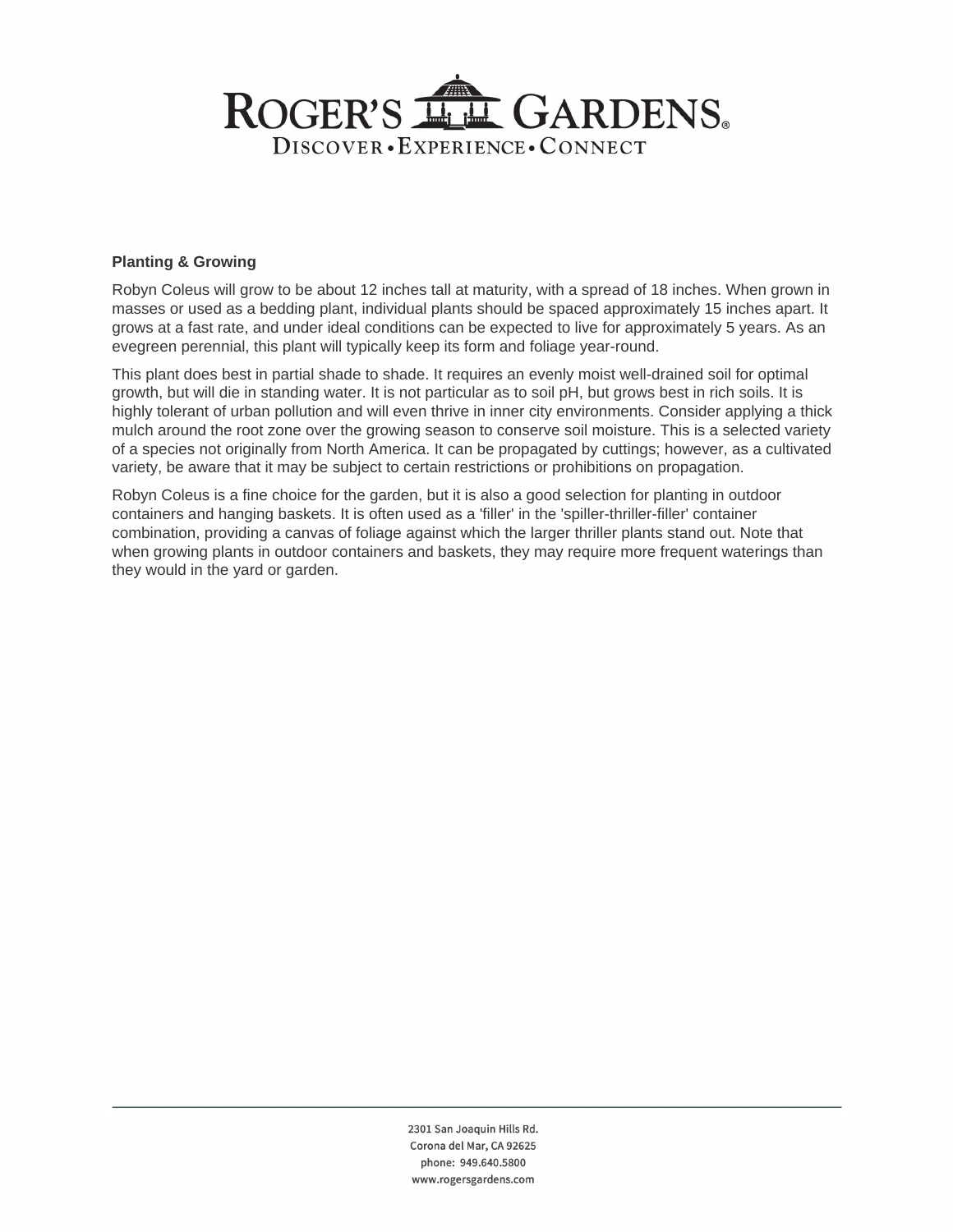**Planting & Growing**

Robyn Coleus will grow to be about 12 inches tall at maturity, with a spread of 18 inches. When grown in masses or used as a bedding plant, individual plants should be spaced approximately 15 inches apart. It grows at a fast rate, and under ideal conditions can be expected to live for approximately 5 years. As an evegreen perennial, this plant will typically keep its form and foliage year-round.

This plant does best in partial shade to shade. It requires an evenly moist well-drained soil for optimal growth, but will die in standing water. It is not particular as to soil pH, but grows best in rich soils. It is highly tolerant of urban pollution and will even thrive in inner city environments. Consider applying a thick mulch around the root zone over the growing season to conserve soil moisture. This is a selected variety of a species not originally from North America. It can be propagated by cuttings; however, as a cultivated variety, be aware that it may be subject to certain restrictions or prohibitions on propagation.

Robyn Coleus is a fine choice for the garden, but it is also a good selection for planting in outdoor containers and hanging baskets. It is often used as a 'filler' in the 'spiller-thriller-filler' container combination, providing a canvas of foliage against which the larger thriller plants stand out. Note that when growing plants in outdoor containers and baskets, they may require more frequent waterings than they would in the yard or garden.